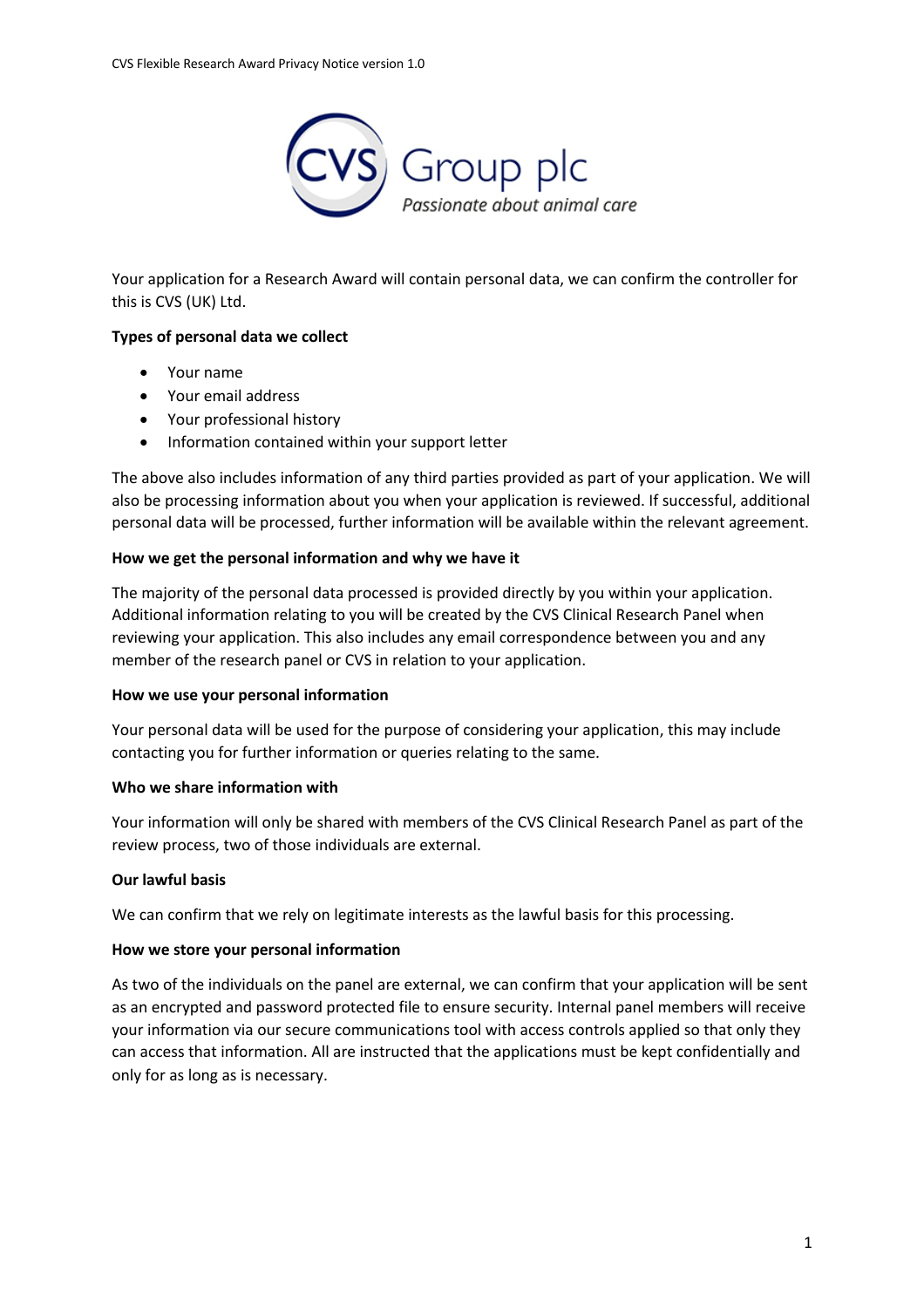Your application for a Research Award will contain personal data, we can confirm the controller for this is CVS (UK) Ltd.

**Types of personal data we collect**

- Your name
- Your email address
- Your professional history
- Information contained within your support letter

The above also includes information of any third parties provided as part of your application. We will also be processing information about you when your application is reviewed. If successful, additional personal data will be processed, further information will be available within the relevant agreement.

**How we get the personal information and why we have it**

The majority of the personal data processed is provided directly by you within your application. Additional information relating to you will be created by the CVS Clinical Research Panel when reviewing your application. This also includes any email correspondence between you and any member of the research panel or CVS in relation to your application.

**How we use your personal information**

Your personal data will be used for the purpose of considering your application, this may include contacting you for further information or queries relating to the same.

**Who we share information with**

Your information will only be shared with members of the CVS Clinical Research Panel as part of the review process, two of those individuals are external.

**Our lawful basis**

We can confirm that we rely on legitimate interests as the lawful basis for this processing.

**How we store your personal information**

As two of the individuals on the panel are external, we can confirm that your application will be sent as an encrypted and password protected file to ensure security. Internal panel members will receive your information via our secure communications tool with access controls applied so that only they can access that information. All are instructed that the applications must be kept confidentially and only for as long as is necessary.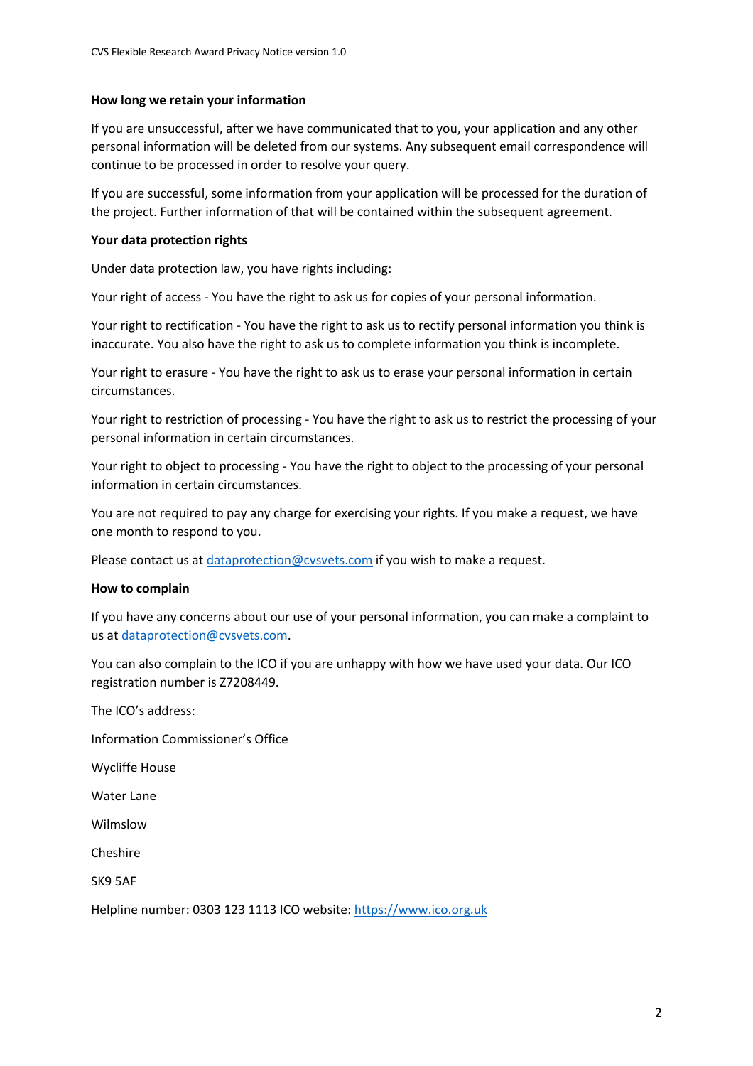**How long we retain your information**

If you are unsuccessful, after we have communicated that to you, your application and any other personal information will be deleted from our systems. Any subsequent email correspondence will continue to be processed in order to resolve your query.

If you are successful, some information from your application will be processed for the duration of the project. Further information of that will be contained within the subsequent agreement.

**Your data protection rights**

Under data protection law, you have rights including:

Your right of access - You have the right to ask us for copies of your personal information.

Your right to rectification - You have the right to ask us to rectify personal information you think is inaccurate. You also have the right to ask us to complete information you think is incomplete.

Your right to erasure - You have the right to ask us to erase your personal information in certain circumstances.

Your right to restriction of processing - You have the right to ask us to restrict the processing of your personal information in certain circumstances.

Your right to object to processing - You have the right to object to the processing of your personal information in certain circumstances.

You are not required to pay any charge for exercising your rights. If you make a request, we have one month to respond to you.

Please contact us at dataprotection@cvsvets.com if you wish to make a request.

**How to complain**

If you have any concerns about our use of your personal information, you can make a complaint to us at dataprotection@cvsvets.com.

You can also complain to the ICO if you are unhappy with how we have used your data. Our ICO registration number is Z7208449.

The ICO's address:

Information Commissioner's Office

Wycliffe House

Water Lane

Wilmslow

Cheshire

SK9 5AF

Helpline number: 0303 123 1113 ICO website: https://www.ico.org.uk